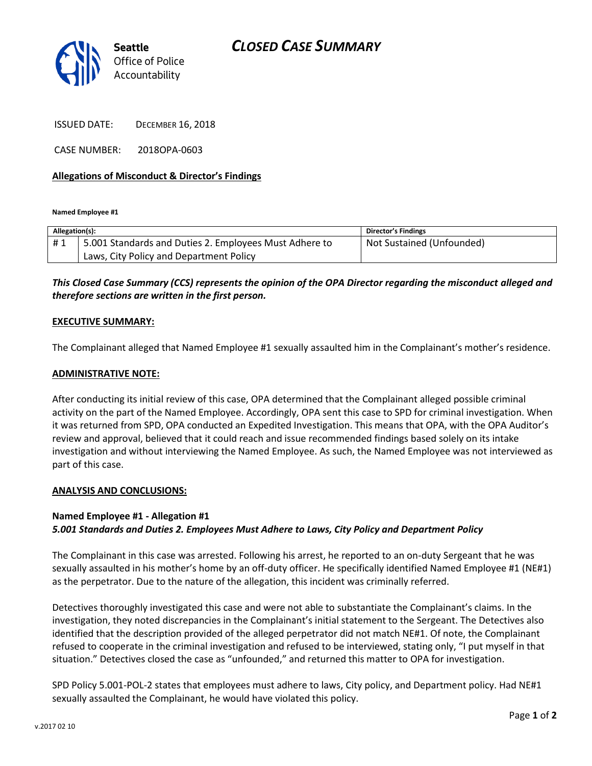Seattle Office of Police Accountability

# CLOSED CASE SUMMARY

ISSUED DATE: DECEMBER 16, 2018

CASE NUMBER: 2018OPA-0603

**Allegations of Misconduct & Director's Findings**

**Named Employee #1**

| Allegation(s): | | Director's Findings |
|---|---|---|
| # 1 | 5.001 Standards and Duties 2. Employees Must Adhere to Laws, City Policy and Department Policy | Not Sustained (Unfounded) |

***This Closed Case Summary (CCS) represents the opinion of the OPA Director regarding the misconduct alleged and therefore sections are written in the first person.***

**EXECUTIVE SUMMARY:**

The Complainant alleged that Named Employee #1 sexually assaulted him in the Complainant's mother's residence.

**ADMINISTRATIVE NOTE:**

After conducting its initial review of this case, OPA determined that the Complainant alleged possible criminal activity on the part of the Named Employee. Accordingly, OPA sent this case to SPD for criminal investigation. When it was returned from SPD, OPA conducted an Expedited Investigation. This means that OPA, with the OPA Auditor's review and approval, believed that it could reach and issue recommended findings based solely on its intake investigation and without interviewing the Named Employee. As such, the Named Employee was not interviewed as part of this case.

**ANALYSIS AND CONCLUSIONS:**

**Named Employee #1 - Allegation #1**
***5.001 Standards and Duties 2. Employees Must Adhere to Laws, City Policy and Department Policy***

The Complainant in this case was arrested. Following his arrest, he reported to an on-duty Sergeant that he was sexually assaulted in his mother's home by an off-duty officer. He specifically identified Named Employee #1 (NE#1) as the perpetrator. Due to the nature of the allegation, this incident was criminally referred.

Detectives thoroughly investigated this case and were not able to substantiate the Complainant's claims. In the investigation, they noted discrepancies in the Complainant's initial statement to the Sergeant. The Detectives also identified that the description provided of the alleged perpetrator did not match NE#1. Of note, the Complainant refused to cooperate in the criminal investigation and refused to be interviewed, stating only, "I put myself in that situation." Detectives closed the case as "unfounded," and returned this matter to OPA for investigation.

SPD Policy 5.001-POL-2 states that employees must adhere to laws, City policy, and Department policy. Had NE#1 sexually assaulted the Complainant, he would have violated this policy.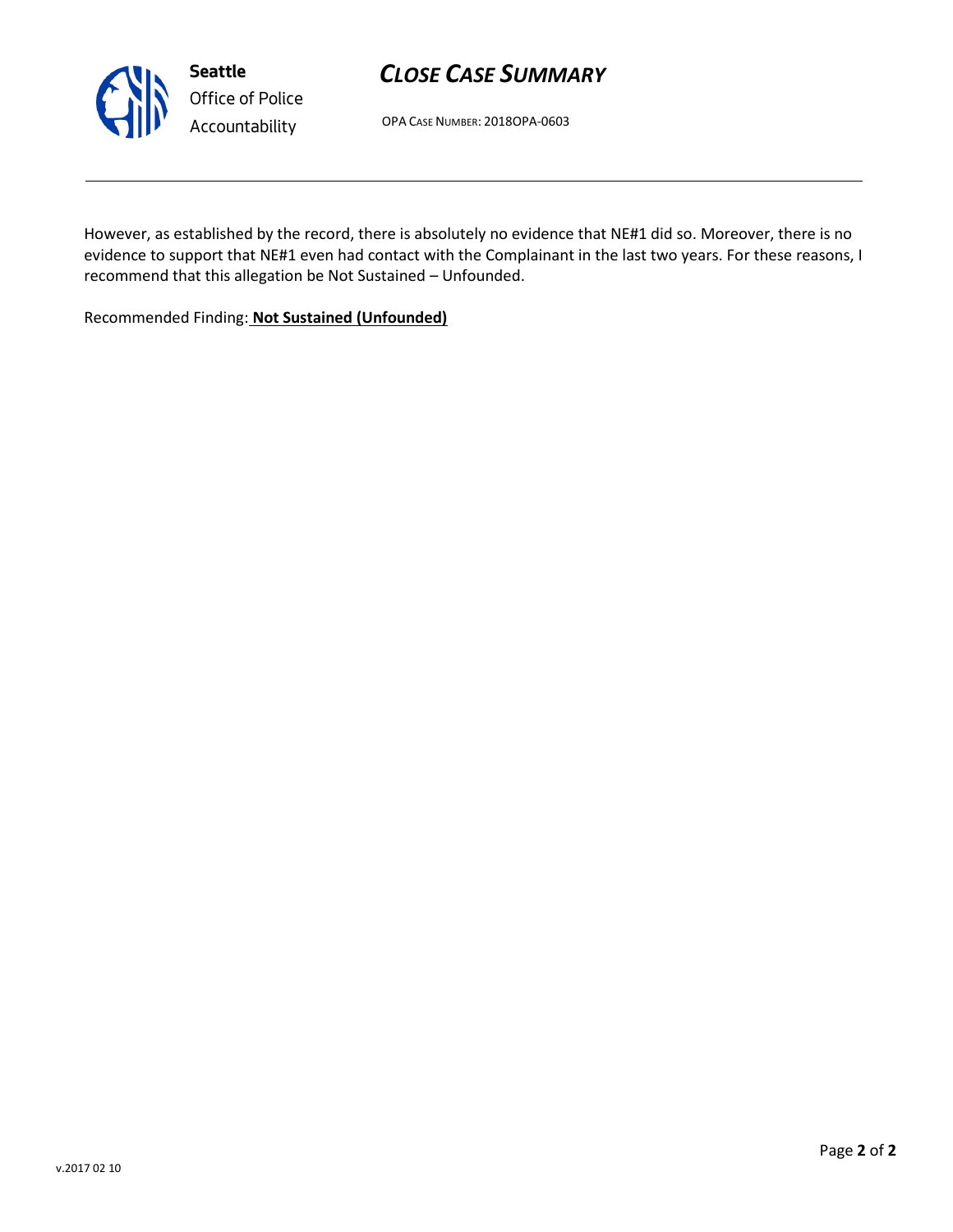However, as established by the record, there is absolutely no evidence that NE#1 did so. Moreover, there is no evidence to support that NE#1 even had contact with the Complainant in the last two years. For these reasons, I recommend that this allegation be Not Sustained – Unfounded.

Recommended Finding: **Not Sustained (Unfounded)**